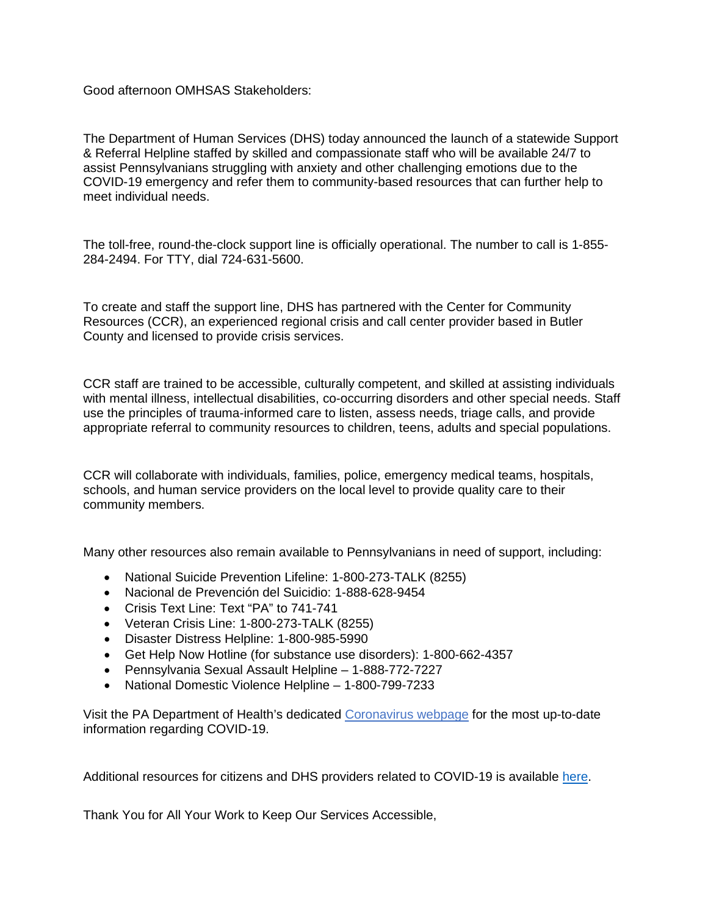Good afternoon OMHSAS Stakeholders:

The Department of Human Services (DHS) today announced the launch of a statewide Support & Referral Helpline staffed by skilled and compassionate staff who will be available 24/7 to assist Pennsylvanians struggling with anxiety and other challenging emotions due to the COVID-19 emergency and refer them to community-based resources that can further help to meet individual needs.

The toll-free, round-the-clock support line is officially operational. The number to call is 1-855-284-2494. For TTY, dial 724-631-5600.

To create and staff the support line, DHS has partnered with the Center for Community Resources (CCR), an experienced regional crisis and call center provider based in Butler County and licensed to provide crisis services.

CCR staff are trained to be accessible, culturally competent, and skilled at assisting individuals with mental illness, intellectual disabilities, co-occurring disorders and other special needs. Staff use the principles of trauma-informed care to listen, assess needs, triage calls, and provide appropriate referral to community resources to children, teens, adults and special populations.

CCR will collaborate with individuals, families, police, emergency medical teams, hospitals, schools, and human service providers on the local level to provide quality care to their community members.

Many other resources also remain available to Pennsylvanians in need of support, including:

- National Suicide Prevention Lifeline: 1-800-273-TALK (8255)
- Nacional de Prevención del Suicidio: 1-888-628-9454
- Crisis Text Line: Text "PA" to 741-741
- Veteran Crisis Line: 1-800-273-TALK (8255)
- Disaster Distress Helpline: 1-800-985-5990
- Get Help Now Hotline (for substance use disorders): 1-800-662-4357
- Pennsylvania Sexual Assault Helpline – 1-888-772-7227
- National Domestic Violence Helpline – 1-800-799-7233

Visit the PA Department of Health's dedicated Coronavirus webpage for the most up-to-date information regarding COVID-19.

Additional resources for citizens and DHS providers related to COVID-19 is available here.

Thank You for All Your Work to Keep Our Services Accessible,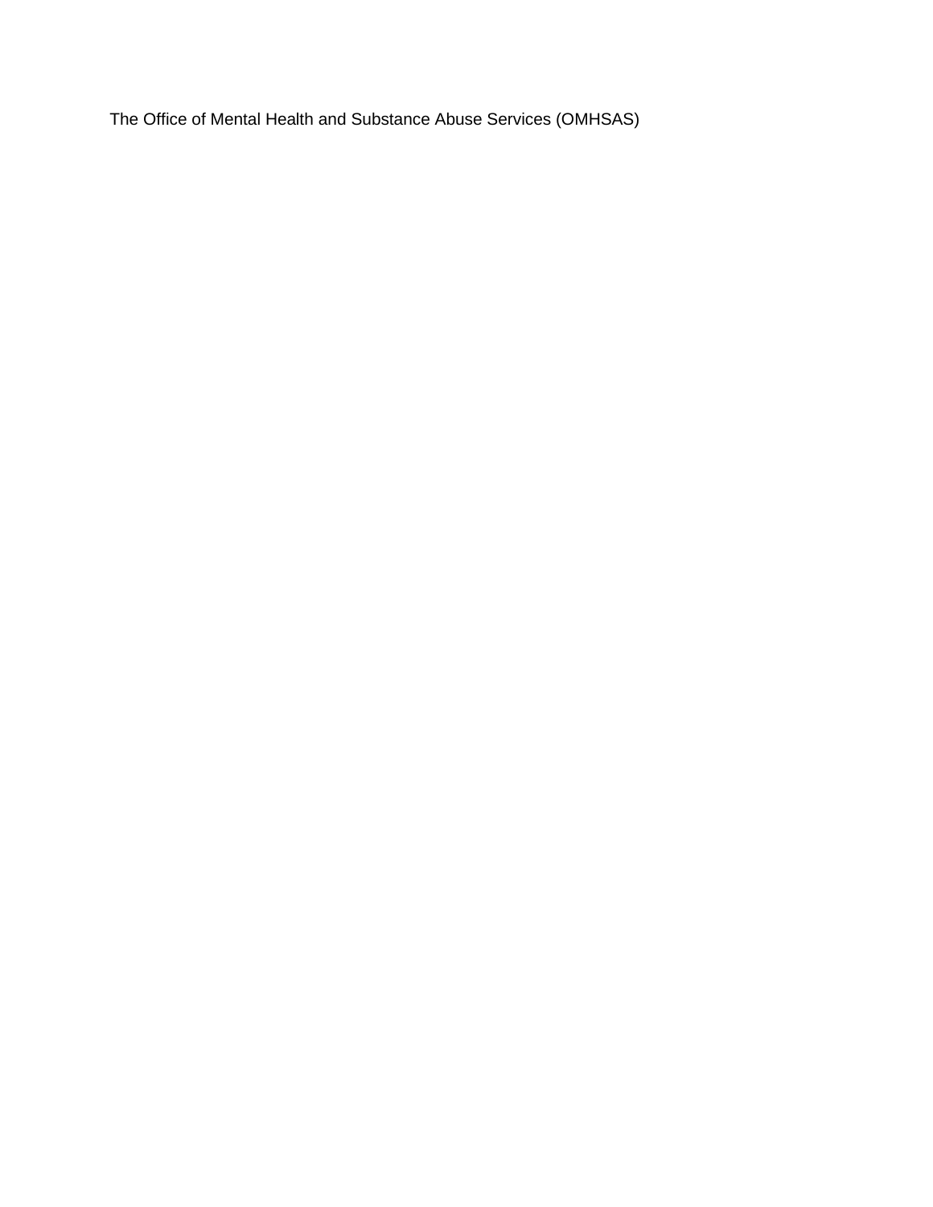The Office of Mental Health and Substance Abuse Services (OMHSAS)